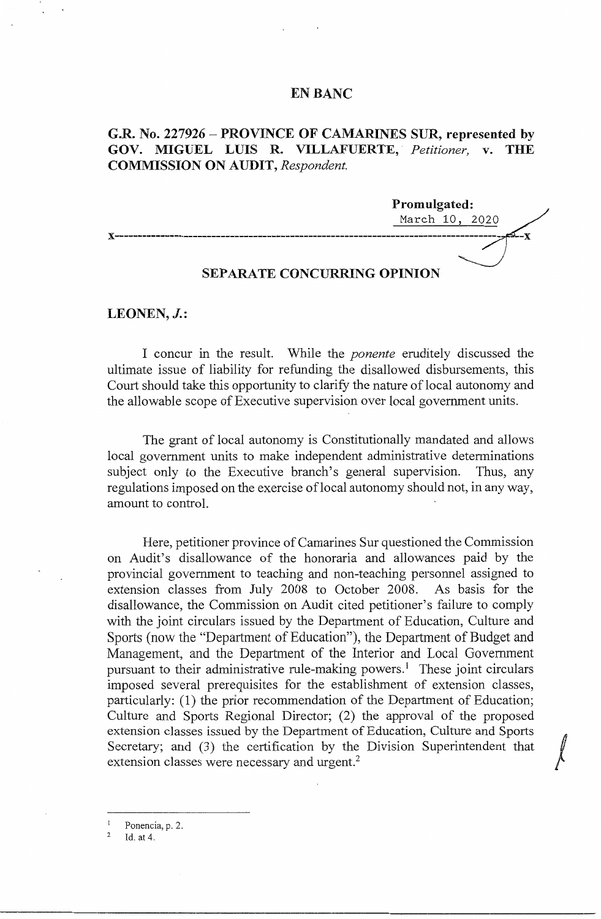# EN BANC

**G.R. No. 227926 – PROVINCE OF CAMARINES SUR, represented by GOV. MIGUEL LUIS R. VILLAFUERTE,** *Petitioner,* **v. THE COMMISSION ON AUDIT,** *Respondent.*

**Promulgated:**
March 10, 2020

x-----------------------------------------------------------------------------------------x

## SEPARATE CONCURRING OPINION

**LEONEN, *J.*:**

I concur in the result. While the *ponente* eruditely discussed the ultimate issue of liability for refunding the disallowed disbursements, this Court should take this opportunity to clarify the nature of local autonomy and the allowable scope of Executive supervision over local government units.

The grant of local autonomy is Constitutionally mandated and allows local government units to make independent administrative determinations subject only to the Executive branch's general supervision. Thus, any regulations imposed on the exercise of local autonomy should not, in any way, amount to control.

Here, petitioner province of Camarines Sur questioned the Commission on Audit's disallowance of the honoraria and allowances paid by the provincial government to teaching and non-teaching personnel assigned to extension classes from July 2008 to October 2008. As basis for the disallowance, the Commission on Audit cited petitioner's failure to comply with the joint circulars issued by the Department of Education, Culture and Sports (now the "Department of Education"), the Department of Budget and Management, and the Department of the Interior and Local Government pursuant to their administrative rule-making powers.[1] These joint circulars imposed several prerequisites for the establishment of extension classes, particularly: (1) the prior recommendation of the Department of Education; Culture and Sports Regional Director; (2) the approval of the proposed extension classes issued by the Department of Education, Culture and Sports Secretary; and (3) the certification by the Division Superintendent that extension classes were necessary and urgent.[2]

---

[1] Ponencia, p. 2.

[2] Id. at 4.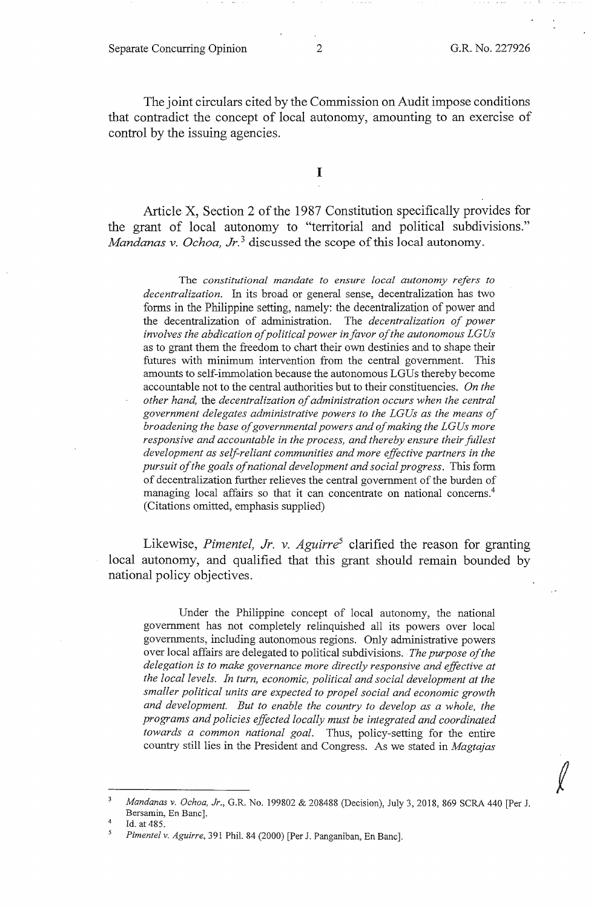The joint circulars cited by the Commission on Audit impose conditions that contradict the concept of local autonomy, amounting to an exercise of control by the issuing agencies.

# I

Article X, Section 2 of the 1987 Constitution specifically provides for the grant of local autonomy to "territorial and political subdivisions." *Mandanas v. Ochoa, Jr.*[3] discussed the scope of this local autonomy.

> The *constitutional mandate to ensure local autonomy refers to decentralization.* In its broad or general sense, decentralization has two forms in the Philippine setting, namely: the decentralization of power and the decentralization of administration. The *decentralization of power involves the abdication of political power in favor of the autonomous LGUs* as to grant them the freedom to chart their own destinies and to shape their futures with minimum intervention from the central government. This amounts to self-immolation because the autonomous LGUs thereby become accountable not to the central authorities but to their constituencies. *On the other hand,* the *decentralization of administration occurs when the central government delegates administrative powers to the LGUs as the means of broadening the base of governmental powers and of making the LGUs more responsive and accountable in the process, and thereby ensure their fullest development as self-reliant communities and more effective partners in the pursuit of the goals of national development and social progress.* This form of decentralization further relieves the central government of the burden of managing local affairs so that it can concentrate on national concerns.[4] (Citations omitted, emphasis supplied)

Likewise, *Pimentel, Jr. v. Aguirre*[5] clarified the reason for granting local autonomy, and qualified that this grant should remain bounded by national policy objectives.

> Under the Philippine concept of local autonomy, the national government has not completely relinquished all its powers over local governments, including autonomous regions. Only administrative powers over local affairs are delegated to political subdivisions. *The purpose of the delegation is to make governance more directly responsive and effective at the local levels. In turn, economic, political and social development at the smaller political units are expected to propel social and economic growth and development. But to enable the country to develop as a whole, the programs and policies effected locally must be integrated and coordinated towards a common national goal.* Thus, policy-setting for the entire country still lies in the President and Congress. As we stated in *Magtajas*

---

[3] *Mandanas v. Ochoa, Jr.*, G.R. No. 199802 & 208488 (Decision), July 3, 2018, 869 SCRA 440 [Per J. Bersamin, En Banc].

[4] Id. at 485.

[5] *Pimentel v. Aguirre*, 391 Phil. 84 (2000) [Per J. Panganiban, En Banc].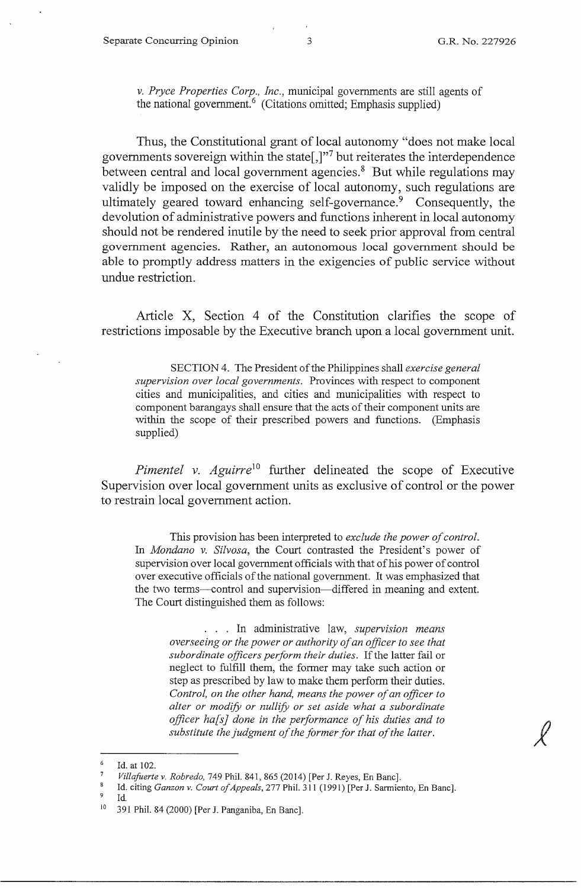*v. Pryce Properties Corp., Inc.*, municipal governments are still agents of the national government.[6] (Citations omitted; Emphasis supplied)

Thus, the Constitutional grant of local autonomy "does not make local governments sovereign within the state[,]"[7] but reiterates the interdependence between central and local government agencies.[8] But while regulations may validly be imposed on the exercise of local autonomy, such regulations are ultimately geared toward enhancing self-governance.[9] Consequently, the devolution of administrative powers and functions inherent in local autonomy should not be rendered inutile by the need to seek prior approval from central government agencies. Rather, an autonomous local government should be able to promptly address matters in the exigencies of public service without undue restriction.

Article X, Section 4 of the Constitution clarifies the scope of restrictions imposable by the Executive branch upon a local government unit.

> SECTION 4. The President of the Philippines shall *exercise general supervision over local governments*. Provinces with respect to component cities and municipalities, and cities and municipalities with respect to component barangays shall ensure that the acts of their component units are within the scope of their prescribed powers and functions. (Emphasis supplied)

*Pimentel v. Aguirre*[10] further delineated the scope of Executive Supervision over local government units as exclusive of control or the power to restrain local government action.

> This provision has been interpreted to *exclude the power of control*. In *Mondano v. Silvosa*, the Court contrasted the President's power of supervision over local government officials with that of his power of control over executive officials of the national government. It was emphasized that the two terms—control and supervision—differed in meaning and extent. The Court distinguished them as follows:
>
> > . . . In administrative law, *supervision means overseeing or the power or authority of an officer to see that subordinate officers perform their duties*. If the latter fail or neglect to fulfill them, the former may take such action or step as prescribed by law to make them perform their duties. *Control, on the other hand, means the power of an officer to alter or modify or nullify or set aside what a subordinate officer ha[s] done in the performance of his duties and to substitute the judgment of the former for that of the latter.*

---

[6] Id. at 102.

[7] *Villafuerte v. Robredo*, 749 Phil. 841, 865 (2014) [Per J. Reyes, En Banc].

[8] Id. citing *Ganzon v. Court of Appeals*, 277 Phil. 311 (1991) [Per J. Sarmiento, En Banc].

[9] Id.

[10] 391 Phil. 84 (2000) [Per J. Panganiba, En Banc].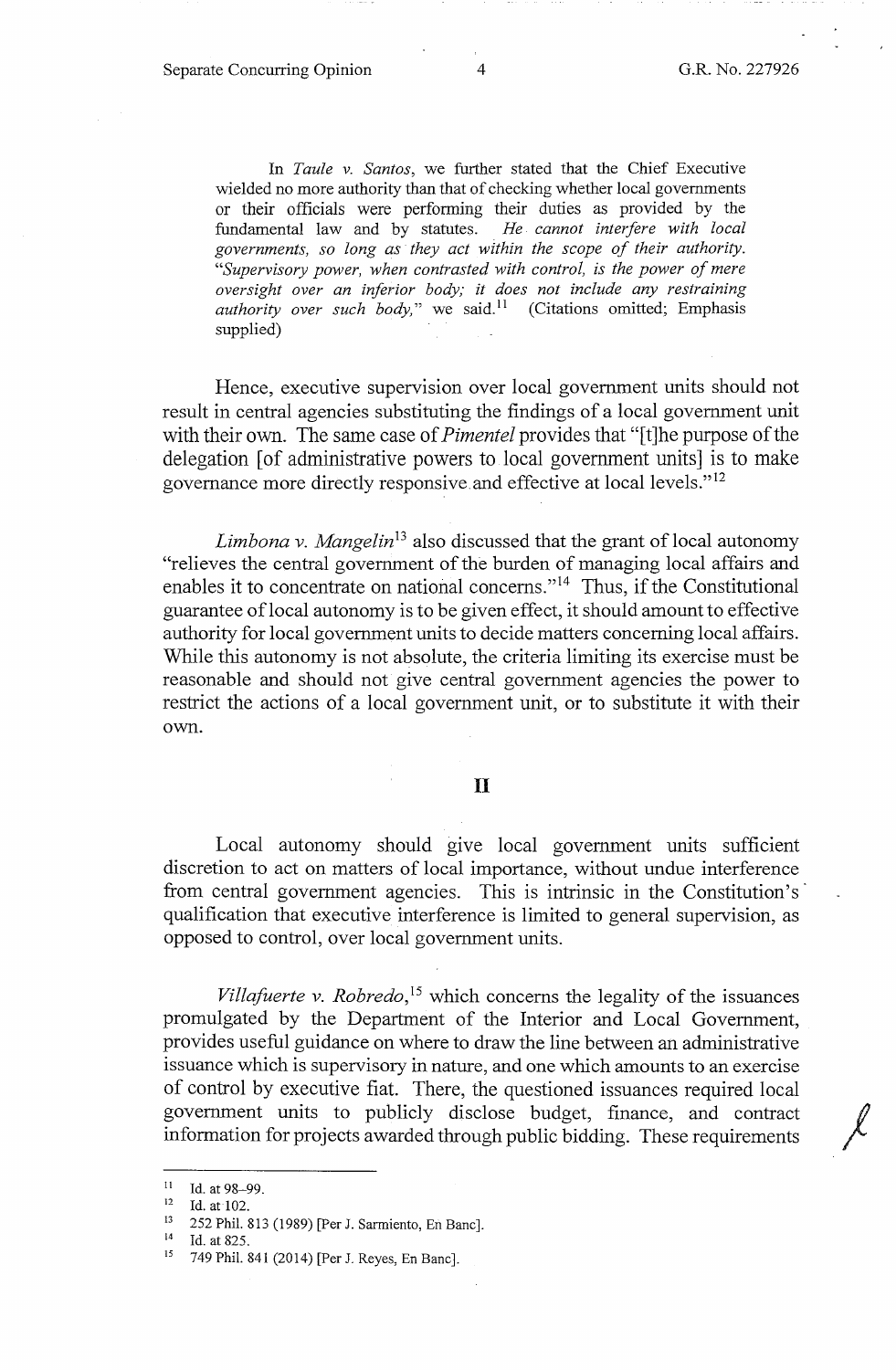> In *Taule v. Santos*, we further stated that the Chief Executive wielded no more authority than that of checking whether local governments or their officials were performing their duties as provided by the fundamental law and by statutes. *He cannot interfere with local governments, so long as they act within the scope of their authority. "Supervisory power, when contrasted with control, is the power of mere oversight over an inferior body; it does not include any restraining authority over such body,"* we said.[11] (Citations omitted; Emphasis supplied)

Hence, executive supervision over local government units should not result in central agencies substituting the findings of a local government unit with their own. The same case of *Pimentel* provides that "[t]he purpose of the delegation [of administrative powers to local government units] is to make governance more directly responsive and effective at local levels."[12]

*Limbona v. Mangelin*[13] also discussed that the grant of local autonomy "relieves the central government of the burden of managing local affairs and enables it to concentrate on national concerns."[14] Thus, if the Constitutional guarantee of local autonomy is to be given effect, it should amount to effective authority for local government units to decide matters concerning local affairs. While this autonomy is not absolute, the criteria limiting its exercise must be reasonable and should not give central government agencies the power to restrict the actions of a local government unit, or to substitute it with their own.

## II

Local autonomy should give local government units sufficient discretion to act on matters of local importance, without undue interference from central government agencies. This is intrinsic in the Constitution's qualification that executive interference is limited to general supervision, as opposed to control, over local government units.

*Villafuerte v. Robredo*,[15] which concerns the legality of the issuances promulgated by the Department of the Interior and Local Government, provides useful guidance on where to draw the line between an administrative issuance which is supervisory in nature, and one which amounts to an exercise of control by executive fiat. There, the questioned issuances required local government units to publicly disclose budget, finance, and contract information for projects awarded through public bidding. These requirements

---

[11] Id. at 98–99.

[12] Id. at 102.

[13] 252 Phil. 813 (1989) [Per J. Sarmiento, En Banc].

[14] Id. at 825.

[15] 749 Phil. 841 (2014) [Per J. Reyes, En Banc].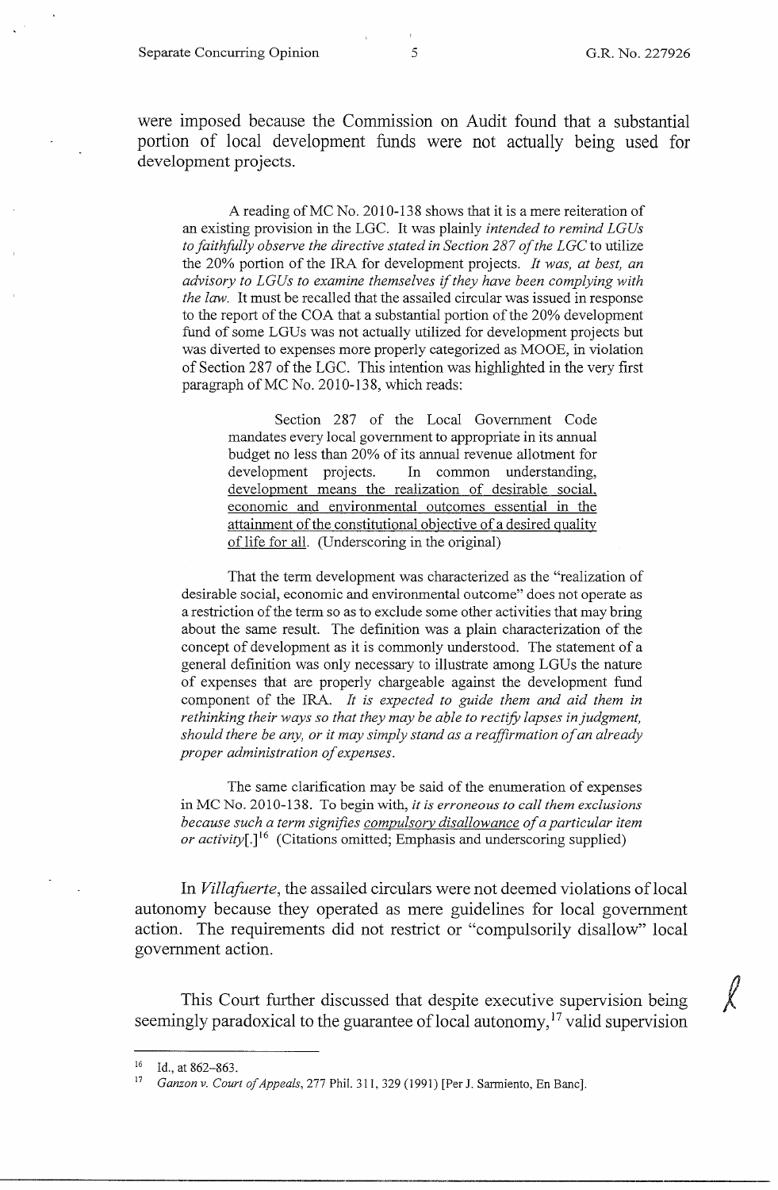were imposed because the Commission on Audit found that a substantial portion of local development funds were not actually being used for development projects.

> A reading of MC No. 2010-138 shows that it is a mere reiteration of an existing provision in the LGC. It was plainly *intended to remind LGUs to faithfully observe the directive stated in Section 287 of the LGC* to utilize the 20% portion of the IRA for development projects. *It was, at best, an advisory to LGUs to examine themselves if they have been complying with the law.* It must be recalled that the assailed circular was issued in response to the report of the COA that a substantial portion of the 20% development fund of some LGUs was not actually utilized for development projects but was diverted to expenses more properly categorized as MOOE, in violation of Section 287 of the LGC. This intention was highlighted in the very first paragraph of MC No. 2010-138, which reads:
>
> > Section 287 of the Local Government Code mandates every local government to appropriate in its annual budget no less than 20% of its annual revenue allotment for development projects. In common understanding, development means the realization of desirable social, economic and environmental outcomes essential in the attainment of the constitutional objective of a desired quality of life for all. (Underscoring in the original)
>
> That the term development was characterized as the "realization of desirable social, economic and environmental outcome" does not operate as a restriction of the term so as to exclude some other activities that may bring about the same result. The definition was a plain characterization of the concept of development as it is commonly understood. The statement of a general definition was only necessary to illustrate among LGUs the nature of expenses that are properly chargeable against the development fund component of the IRA. *It is expected to guide them and aid them in rethinking their ways so that they may be able to rectify lapses in judgment, should there be any, or it may simply stand as a reaffirmation of an already proper administration of expenses.*
>
> The same clarification may be said of the enumeration of expenses in MC No. 2010-138. To begin with, *it is erroneous to call them exclusions because such a term signifies compulsory disallowance of a particular item or activity*[.][16] (Citations omitted; Emphasis and underscoring supplied)

In *Villafuerte*, the assailed circulars were not deemed violations of local autonomy because they operated as mere guidelines for local government action. The requirements did not restrict or "compulsorily disallow" local government action.

This Court further discussed that despite executive supervision being seemingly paradoxical to the guarantee of local autonomy,[17] valid supervision

---

[16] Id., at 862–863.

[17] *Ganzon v. Court of Appeals*, 277 Phil. 311, 329 (1991) [Per J. Sarmiento, En Banc].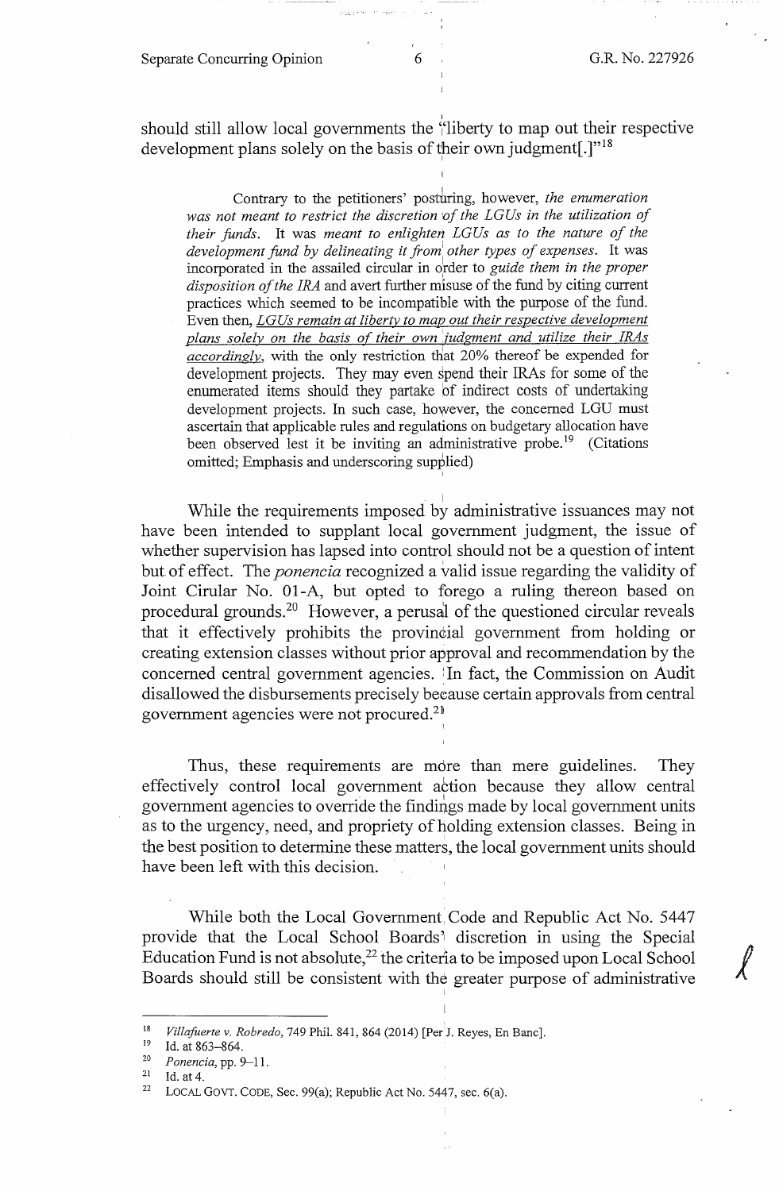should still allow local governments the "liberty to map out their respective development plans solely on the basis of their own judgment[.]"[18]

> Contrary to the petitioners' posturing, however, *the enumeration was not meant to restrict the discretion of the LGUs in the utilization of their funds*. It was *meant to enlighten LGUs as to the nature of the development fund by delineating it from other types of expenses*. It was incorporated in the assailed circular in order to *guide them in the proper disposition of the IRA* and avert further misuse of the fund by citing current practices which seemed to be incompatible with the purpose of the fund. Even then, *<u>LGUs remain at liberty to map out their respective development plans solely on the basis of their own judgment and utilize their IRAs accordingly</u>*, with the only restriction that 20% thereof be expended for development projects. They may even spend their IRAs for some of the enumerated items should they partake of indirect costs of undertaking development projects. In such case, however, the concerned LGU must ascertain that applicable rules and regulations on budgetary allocation have been observed lest it be inviting an administrative probe.[19] (Citations omitted; Emphasis and underscoring supplied)

While the requirements imposed by administrative issuances may not have been intended to supplant local government judgment, the issue of whether supervision has lapsed into control should not be a question of intent but of effect. The *ponencia* recognized a valid issue regarding the validity of Joint Cirular No. 01-A, but opted to forego a ruling thereon based on procedural grounds.[20] However, a perusal of the questioned circular reveals that it effectively prohibits the provincial government from holding or creating extension classes without prior approval and recommendation by the concerned central government agencies. In fact, the Commission on Audit disallowed the disbursements precisely because certain approvals from central government agencies were not procured.[21]

Thus, these requirements are more than mere guidelines. They effectively control local government action because they allow central government agencies to override the findings made by local government units as to the urgency, need, and propriety of holding extension classes. Being in the best position to determine these matters, the local government units should have been left with this decision.

While both the Local Government Code and Republic Act No. 5447 provide that the Local School Boards' discretion in using the Special Education Fund is not absolute,[22] the criteria to be imposed upon Local School Boards should still be consistent with the greater purpose of administrative

---

[18] *Villafuerte v. Robredo*, 749 Phil. 841, 864 (2014) [Per J. Reyes, En Banc].

[19] Id. at 863–864.

[20] *Ponencia*, pp. 9–11.

[21] Id. at 4.

[22] LOCAL GOVT. CODE, Sec. 99(a); Republic Act No. 5447, sec. 6(a).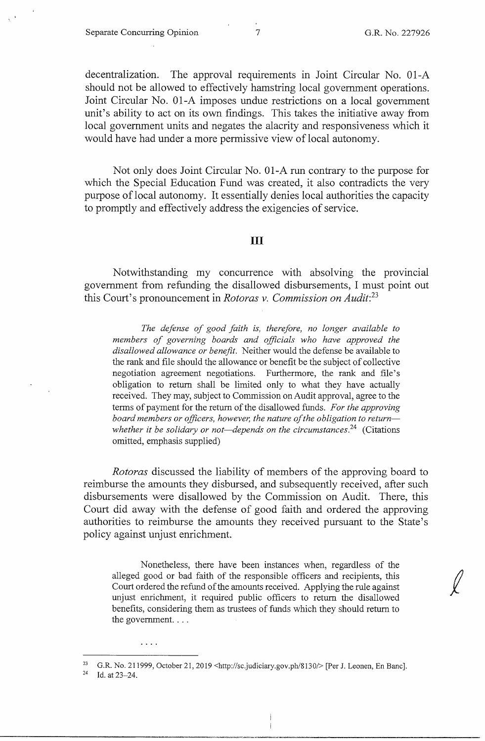decentralization. The approval requirements in Joint Circular No. 01-A should not be allowed to effectively hamstring local government operations. Joint Circular No. 01-A imposes undue restrictions on a local government unit's ability to act on its own findings. This takes the initiative away from local government units and negates the alacrity and responsiveness which it would have had under a more permissive view of local autonomy.

Not only does Joint Circular No. 01-A run contrary to the purpose for which the Special Education Fund was created, it also contradicts the very purpose of local autonomy. It essentially denies local authorities the capacity to promptly and effectively address the exigencies of service.

## III

Notwithstanding my concurrence with absolving the provincial government from refunding the disallowed disbursements, I must point out this Court's pronouncement in *Rotoras v. Commission on Audit*:[23]

> *The defense of good faith is, therefore, no longer available to members of governing boards and officials who have approved the disallowed allowance or benefit.* Neither would the defense be available to the rank and file should the allowance or benefit be the subject of collective negotiation agreement negotiations. Furthermore, the rank and file's obligation to return shall be limited only to what they have actually received. They may, subject to Commission on Audit approval, agree to the terms of payment for the return of the disallowed funds. *For the approving board members or officers, however, the nature of the obligation to return—whether it be solidary or not—depends on the circumstances.*[24] (Citations omitted, emphasis supplied)

*Rotoras* discussed the liability of members of the approving board to reimburse the amounts they disbursed, and subsequently received, after such disbursements were disallowed by the Commission on Audit. There, this Court did away with the defense of good faith and ordered the approving authorities to reimburse the amounts they received pursuant to the State's policy against unjust enrichment.

> Nonetheless, there have been instances when, regardless of the alleged good or bad faith of the responsible officers and recipients, this Court ordered the refund of the amounts received. Applying the rule against unjust enrichment, it required public officers to return the disallowed benefits, considering them as trustees of funds which they should return to the government. . . .
>
> . . . .

---

[23] G.R. No. 211999, October 21, 2019 <http://sc.judiciary.gov.ph/8130/> [Per J. Leonen, En Banc].

[24] Id. at 23–24.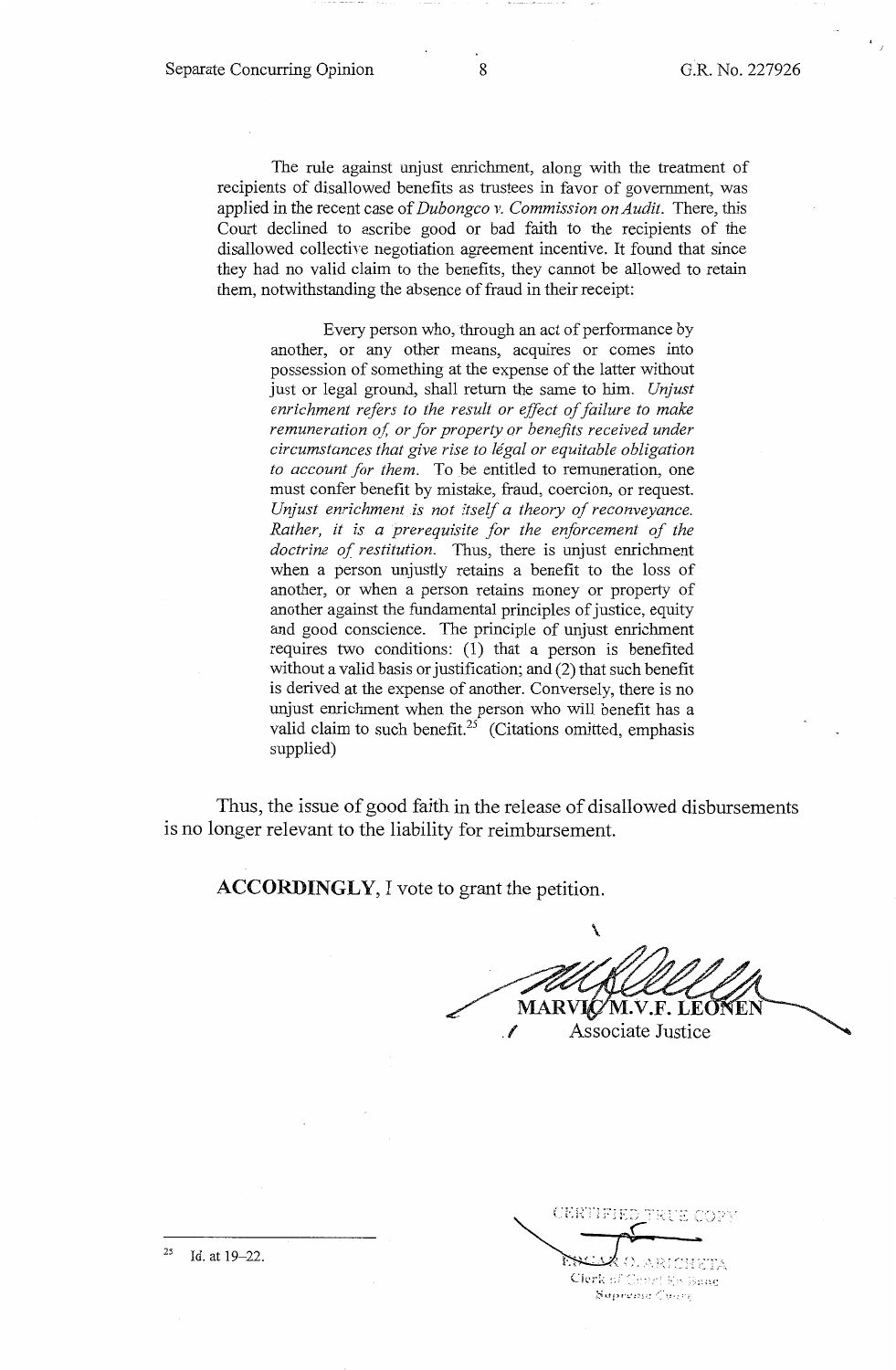The rule against unjust enrichment, along with the treatment of recipients of disallowed benefits as trustees in favor of government, was applied in the recent case of *Dubongco v. Commission on Audit*. There, this Court declined to ascribe good or bad faith to the recipients of the disallowed collective negotiation agreement incentive. It found that since they had no valid claim to the benefits, they cannot be allowed to retain them, notwithstanding the absence of fraud in their receipt:

> Every person who, through an act of performance by another, or any other means, acquires or comes into possession of something at the expense of the latter without just or legal ground, shall return the same to him. *Unjust enrichment refers to the result or effect of failure to make remuneration of, or for property or benefits received under circumstances that give rise to legal or equitable obligation to account for them.* To be entitled to remuneration, one must confer benefit by mistake, fraud, coercion, or request. *Unjust enrichment is not itself a theory of reconveyance. Rather, it is a prerequisite for the enforcement of the doctrine of restitution.* Thus, there is unjust enrichment when a person unjustly retains a benefit to the loss of another, or when a person retains money or property of another against the fundamental principles of justice, equity and good conscience. The principle of unjust enrichment requires two conditions: (1) that a person is benefited without a valid basis or justification; and (2) that such benefit is derived at the expense of another. Conversely, there is no unjust enrichment when the person who will benefit has a valid claim to such benefit.[25] (Citations omitted, emphasis supplied)

Thus, the issue of good faith in the release of disallowed disbursements is no longer relevant to the liability for reimbursement.

**ACCORDINGLY**, I vote to grant the petition.

MARVIC M.V.F. LEONEN
Associate Justice

CERTIFIED TRUE COPY
EDGAR O. ARICHETA
Clerk of Court En Banc
Supreme Court

---

[25] Id. at 19–22.